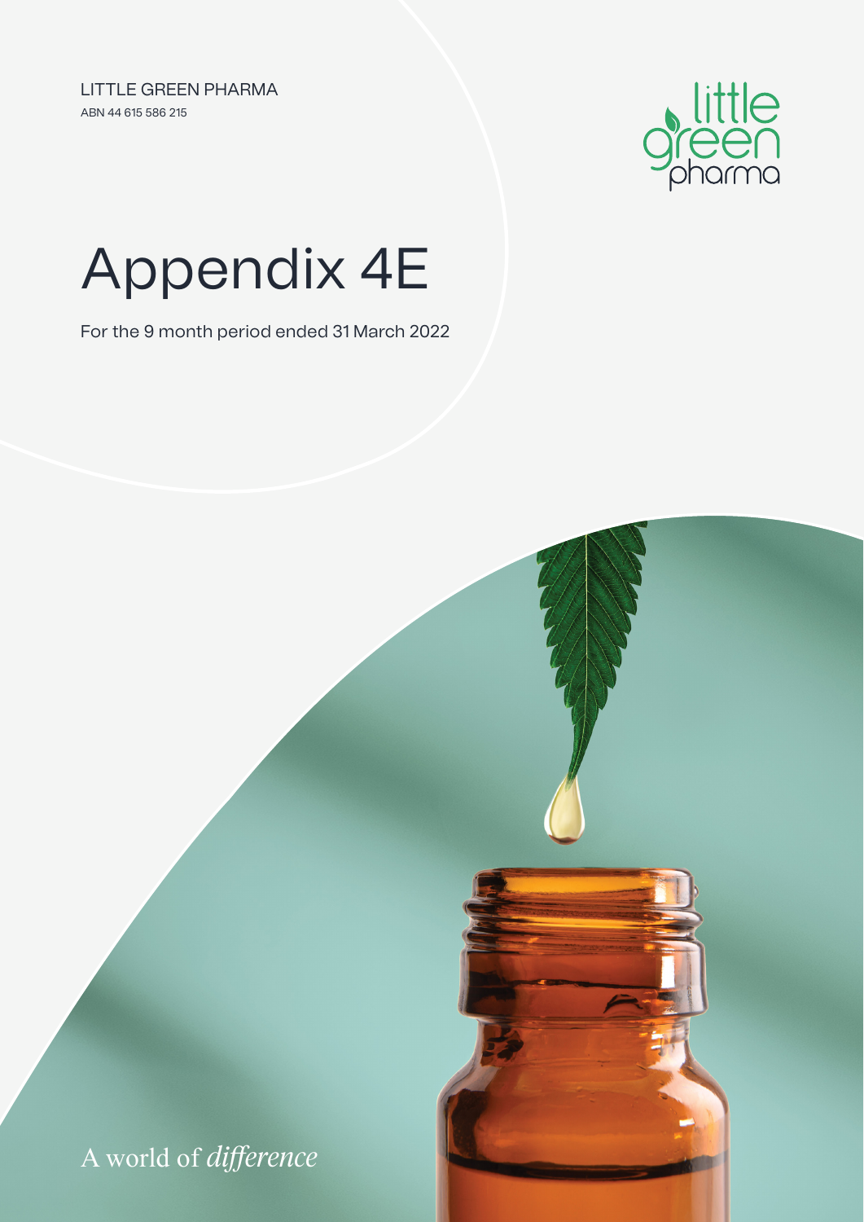LITTLE GREEN PHARMA

ABN 44 615 586 215

# Appendix 4E

For the 9 month period ended 31 March 2022

A world of *difference*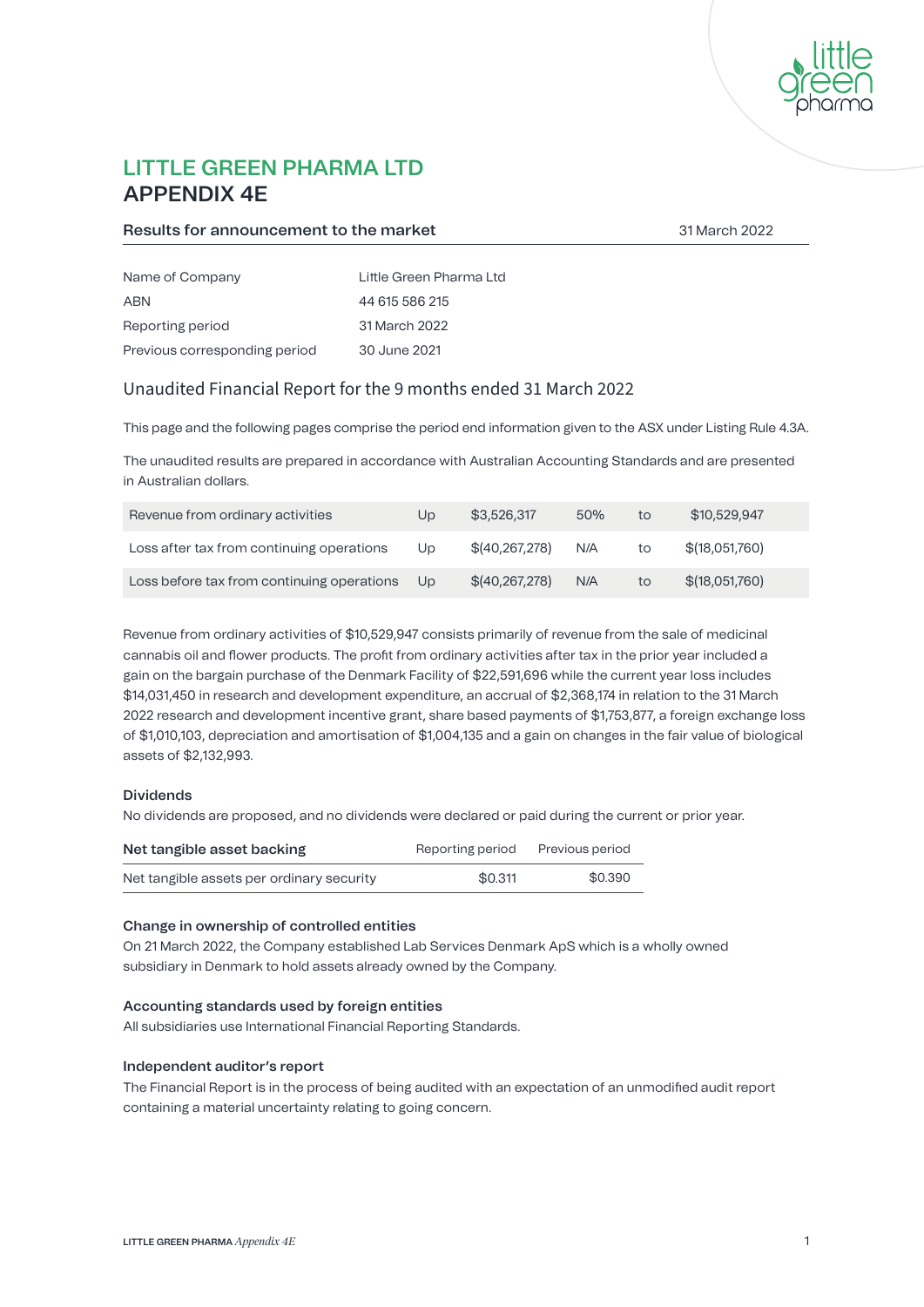# LITTLE GREEN PHARMA LTD
# APPENDIX 4E

**Results for announcement to the market** 31 March 2022

| | |
|---|---|
| Name of Company | Little Green Pharma Ltd |
| ABN | 44 615 586 215 |
| Reporting period | 31 March 2022 |
| Previous corresponding period | 30 June 2021 |

## Unaudited Financial Report for the 9 months ended 31 March 2022

This page and the following pages comprise the period end information given to the ASX under Listing Rule 4.3A.

The unaudited results are prepared in accordance with Australian Accounting Standards and are presented in Australian dollars.

| | | | | | |
|---|---|---|---|---|---|
| Revenue from ordinary activities | Up | $3,526,317 | 50% | to | $10,529,947 |
| Loss after tax from continuing operations | Up | $(40,267,278) | N/A | to | $(18,051,760) |
| Loss before tax from continuing operations | Up | $(40,267,278) | N/A | to | $(18,051,760) |

Revenue from ordinary activities of $10,529,947 consists primarily of revenue from the sale of medicinal cannabis oil and flower products. The profit from ordinary activities after tax in the prior year included a gain on the bargain purchase of the Denmark Facility of $22,591,696 while the current year loss includes $14,031,450 in research and development expenditure, an accrual of $2,368,174 in relation to the 31 March 2022 research and development incentive grant, share based payments of $1,753,877, a foreign exchange loss of $1,010,103, depreciation and amortisation of $1,004,135 and a gain on changes in the fair value of biological assets of $2,132,993.

### Dividends

No dividends are proposed, and no dividends were declared or paid during the current or prior year.

| Net tangible asset backing | Reporting period | Previous period |
|---|---|---|
| Net tangible assets per ordinary security | $0.311 | $0.390 |

### Change in ownership of controlled entities

On 21 March 2022, the Company established Lab Services Denmark ApS which is a wholly owned subsidiary in Denmark to hold assets already owned by the Company.

### Accounting standards used by foreign entities

All subsidiaries use International Financial Reporting Standards.

### Independent auditor's report

The Financial Report is in the process of being audited with an expectation of an unmodified audit report containing a material uncertainty relating to going concern.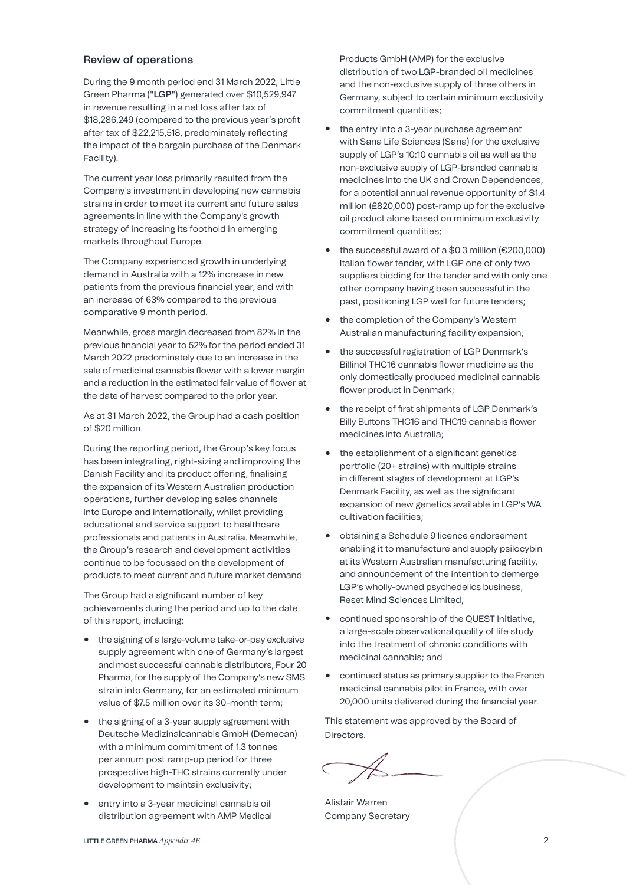## Review of operations

During the 9 month period end 31 March 2022, Little Green Pharma ("**LGP**") generated over $10,529,947 in revenue resulting in a net loss after tax of $18,286,249 (compared to the previous year's profit after tax of $22,215,518, predominately reflecting the impact of the bargain purchase of the Denmark Facility).

The current year loss primarily resulted from the Company's investment in developing new cannabis strains in order to meet its current and future sales agreements in line with the Company's growth strategy of increasing its foothold in emerging markets throughout Europe.

The Company experienced growth in underlying demand in Australia with a 12% increase in new patients from the previous financial year, and with an increase of 63% compared to the previous comparative 9 month period.

Meanwhile, gross margin decreased from 82% in the previous financial year to 52% for the period ended 31 March 2022 predominately due to an increase in the sale of medicinal cannabis flower with a lower margin and a reduction in the estimated fair value of flower at the date of harvest compared to the prior year.

As at 31 March 2022, the Group had a cash position of $20 million.

During the reporting period, the Group's key focus has been integrating, right-sizing and improving the Danish Facility and its product offering, finalising the expansion of its Western Australian production operations, further developing sales channels into Europe and internationally, whilst providing educational and service support to healthcare professionals and patients in Australia. Meanwhile, the Group's research and development activities continue to be focussed on the development of products to meet current and future market demand.

The Group had a significant number of key achievements during the period and up to the date of this report, including:

- the signing of a large-volume take-or-pay exclusive supply agreement with one of Germany's largest and most successful cannabis distributors, Four 20 Pharma, for the supply of the Company's new SMS strain into Germany, for an estimated minimum value of $7.5 million over its 30-month term;
- the signing of a 3-year supply agreement with Deutsche Medizinalcannabis GmbH (Demecan) with a minimum commitment of 1.3 tonnes per annum post ramp-up period for three prospective high-THC strains currently under development to maintain exclusivity;
- entry into a 3-year medicinal cannabis oil distribution agreement with AMP Medical Products GmbH (AMP) for the exclusive distribution of two LGP-branded oil medicines and the non-exclusive supply of three others in Germany, subject to certain minimum exclusivity commitment quantities;
- the entry into a 3-year purchase agreement with Sana Life Sciences (Sana) for the exclusive supply of LGP's 10:10 cannabis oil as well as the non-exclusive supply of LGP-branded cannabis medicines into the UK and Crown Dependences, for a potential annual revenue opportunity of $1.4 million (£820,000) post-ramp up for the exclusive oil product alone based on minimum exclusivity commitment quantities;
- the successful award of a $0.3 million (€200,000) Italian flower tender, with LGP one of only two suppliers bidding for the tender and with only one other company having been successful in the past, positioning LGP well for future tenders;
- the completion of the Company's Western Australian manufacturing facility expansion;
- the successful registration of LGP Denmark's Billinol THC16 cannabis flower medicine as the only domestically produced medicinal cannabis flower product in Denmark;
- the receipt of first shipments of LGP Denmark's Billy Buttons THC16 and THC19 cannabis flower medicines into Australia;
- the establishment of a significant genetics portfolio (20+ strains) with multiple strains in different stages of development at LGP's Denmark Facility, as well as the significant expansion of new genetics available in LGP's WA cultivation facilities;
- obtaining a Schedule 9 licence endorsement enabling it to manufacture and supply psilocybin at its Western Australian manufacturing facility, and announcement of the intention to demerge LGP's wholly-owned psychedelics business, Reset Mind Sciences Limited;
- continued sponsorship of the QUEST Initiative, a large-scale observational quality of life study into the treatment of chronic conditions with medicinal cannabis; and
- continued status as primary supplier to the French medicinal cannabis pilot in France, with over 20,000 units delivered during the financial year.

This statement was approved by the Board of Directors.

Alistair Warren
Company Secretary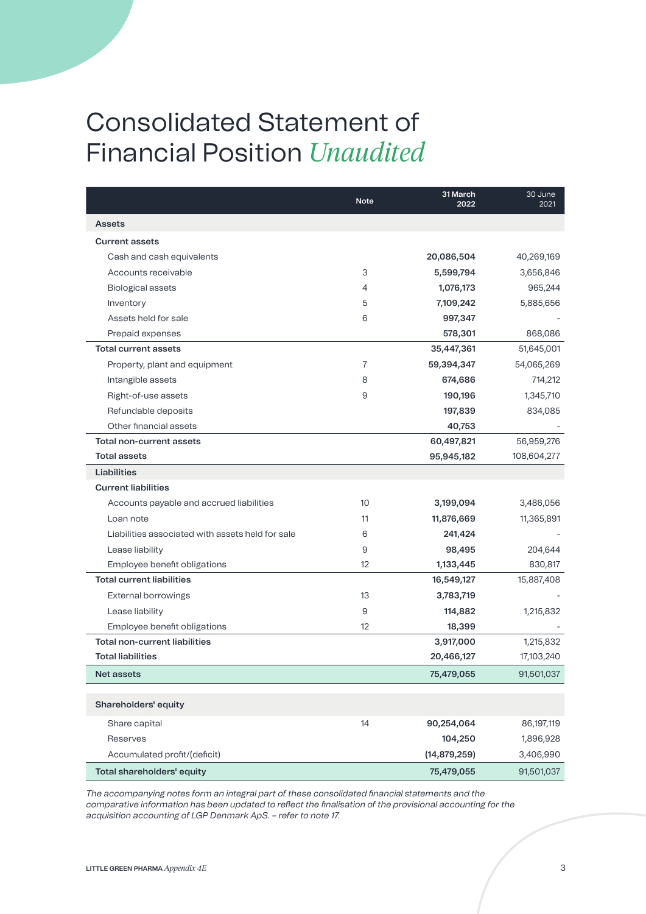# Consolidated Statement of Financial Position *Unaudited*

| | Note | 31 March 2022 | 30 June 2021 |
|---|---|---|---|
| **Assets** | | | |
| **Current assets** | | | |
| Cash and cash equivalents | | **20,086,504** | 40,269,169 |
| Accounts receivable | 3 | **5,599,794** | 3,656,846 |
| Biological assets | 4 | **1,076,173** | 965,244 |
| Inventory | 5 | **7,109,242** | 5,885,656 |
| Assets held for sale | 6 | **997,347** | - |
| Prepaid expenses | | **578,301** | 868,086 |
| **Total current assets** | | **35,447,361** | 51,645,001 |
| Property, plant and equipment | 7 | **59,394,347** | 54,065,269 |
| Intangible assets | 8 | **674,686** | 714,212 |
| Right-of-use assets | 9 | **190,196** | 1,345,710 |
| Refundable deposits | | **197,839** | 834,085 |
| Other financial assets | | **40,753** | - |
| **Total non-current assets** | | **60,497,821** | 56,959,276 |
| **Total assets** | | **95,945,182** | 108,604,277 |
| **Liabilities** | | | |
| **Current liabilities** | | | |
| Accounts payable and accrued liabilities | 10 | **3,199,094** | 3,486,056 |
| Loan note | 11 | **11,876,669** | 11,365,891 |
| Liabilities associated with assets held for sale | 6 | **241,424** | - |
| Lease liability | 9 | **98,495** | 204,644 |
| Employee benefit obligations | 12 | **1,133,445** | 830,817 |
| **Total current liabilities** | | **16,549,127** | 15,887,408 |
| External borrowings | 13 | **3,783,719** | - |
| Lease liability | 9 | **114,882** | 1,215,832 |
| Employee benefit obligations | 12 | **18,399** | - |
| **Total non-current liabilities** | | **3,917,000** | 1,215,832 |
| **Total liabilities** | | **20,466,127** | 17,103,240 |
| **Net assets** | | **75,479,055** | 91,501,037 |
| | | | |
| **Shareholders' equity** | | | |
| Share capital | 14 | **90,254,064** | 86,197,119 |
| Reserves | | **104,250** | 1,896,928 |
| Accumulated profit/(deficit) | | **(14,879,259)** | 3,406,990 |
| **Total shareholders' equity** | | **75,479,055** | 91,501,037 |

*The accompanying notes form an integral part of these consolidated financial statements and the comparative information has been updated to reflect the finalisation of the provisional accounting for the acquisition accounting of LGP Denmark ApS. – refer to note 17.*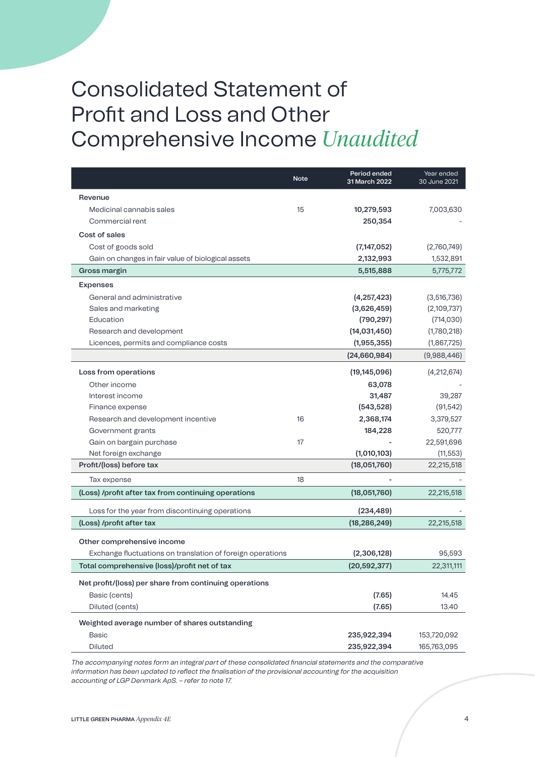# Consolidated Statement of Profit and Loss and Other Comprehensive Income *Unaudited*

| | Note | Period ended 31 March 2022 | Year ended 30 June 2021 |
|---|---|---|---|
| **Revenue** | | | |
| Medicinal cannabis sales | 15 | **10,279,593** | 7,003,630 |
| Commercial rent | | **250,354** | - |
| **Cost of sales** | | | |
| Cost of goods sold | | **(7,147,052)** | (2,760,749) |
| Gain on changes in fair value of biological assets | | **2,132,993** | 1,532,891 |
| **Gross margin** | | **5,515,888** | 5,775,772 |
| **Expenses** | | | |
| General and administrative | | **(4,257,423)** | (3,516,736) |
| Sales and marketing | | **(3,626,459)** | (2,109,737) |
| Education | | **(790,297)** | (714,030) |
| Research and development | | **(14,031,450)** | (1,780,218) |
| Licences, permits and compliance costs | | **(1,955,355)** | (1,867,725) |
| | | **(24,660,984)** | (9,988,446) |
| **Loss from operations** | | **(19,145,096)** | (4,212,674) |
| Other income | | **63,078** | - |
| Interest income | | **31,487** | 39,287 |
| Finance expense | | **(543,528)** | (91,542) |
| Research and development incentive | 16 | **2,368,174** | 3,379,527 |
| Government grants | | **184,228** | 520,777 |
| Gain on bargain purchase | 17 | **-** | 22,591,696 |
| Net foreign exchange | | **(1,010,103)** | (11,553) |
| **Profit/(loss) before tax** | | **(18,051,760)** | 22,215,518 |
| Tax expense | 18 | **-** | - |
| **(Loss) /profit after tax from continuing operations** | | **(18,051,760)** | 22,215,518 |
| Loss for the year from discontinuing operations | | **(234,489)** | - |
| **(Loss) /profit after tax** | | **(18,286,249)** | 22,215,518 |
| **Other comprehensive income** | | | |
| Exchange fluctuations on translation of foreign operations | | **(2,306,128)** | 95,593 |
| **Total comprehensive (loss)/profit net of tax** | | **(20,592,377)** | 22,311,111 |
| **Net profit/(loss) per share from continuing operations** | | | |
| Basic (cents) | | **(7.65)** | 14.45 |
| Diluted (cents) | | **(7.65)** | 13.40 |
| **Weighted average number of shares outstanding** | | | |
| Basic | | **235,922,394** | 153,720,092 |
| Diluted | | **235,922,394** | 165,763,095 |

*The accompanying notes form an integral part of these consolidated financial statements and the comparative information has been updated to reflect the finalisation of the provisional accounting for the acquisition accounting of LGP Denmark ApS. – refer to note 17.*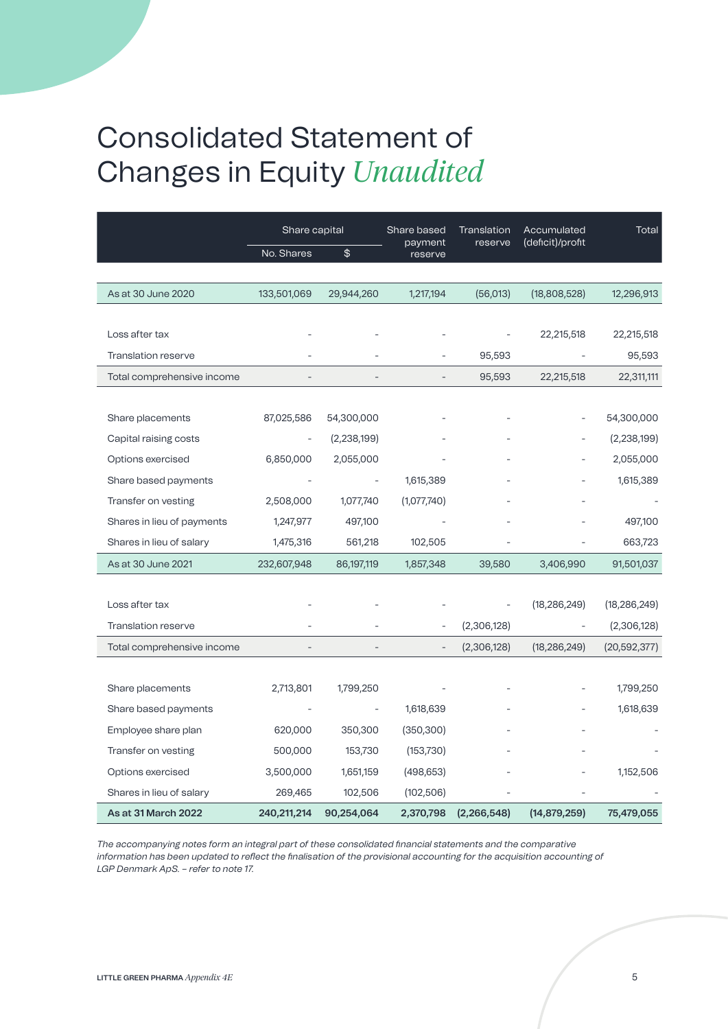# Consolidated Statement of Changes in Equity *Unaudited*

| | Share capital | | Share based payment reserve | Translation reserve | Accumulated (deficit)/profit | Total |
|---|---|---|---|---|---|---|
| | No. Shares | $ | | | | |
| As at 30 June 2020 | 133,501,069 | 29,944,260 | 1,217,194 | (56,013) | (18,808,528) | 12,296,913 |
| Loss after tax | - | - | - | - | 22,215,518 | 22,215,518 |
| Translation reserve | - | - | - | 95,593 | - | 95,593 |
| Total comprehensive income | - | - | - | 95,593 | 22,215,518 | 22,311,111 |
| Share placements | 87,025,586 | 54,300,000 | - | - | - | 54,300,000 |
| Capital raising costs | - | (2,238,199) | - | - | - | (2,238,199) |
| Options exercised | 6,850,000 | 2,055,000 | - | - | - | 2,055,000 |
| Share based payments | - | - | 1,615,389 | - | - | 1,615,389 |
| Transfer on vesting | 2,508,000 | 1,077,740 | (1,077,740) | - | - | - |
| Shares in lieu of payments | 1,247,977 | 497,100 | - | - | - | 497,100 |
| Shares in lieu of salary | 1,475,316 | 561,218 | 102,505 | - | - | 663,723 |
| As at 30 June 2021 | 232,607,948 | 86,197,119 | 1,857,348 | 39,580 | 3,406,990 | 91,501,037 |
| Loss after tax | - | - | - | - | (18,286,249) | (18,286,249) |
| Translation reserve | - | - | - | (2,306,128) | - | (2,306,128) |
| Total comprehensive income | - | - | - | (2,306,128) | (18,286,249) | (20,592,377) |
| Share placements | 2,713,801 | 1,799,250 | - | - | - | 1,799,250 |
| Share based payments | - | - | 1,618,639 | - | - | 1,618,639 |
| Employee share plan | 620,000 | 350,300 | (350,300) | - | - | - |
| Transfer on vesting | 500,000 | 153,730 | (153,730) | - | - | - |
| Options exercised | 3,500,000 | 1,651,159 | (498,653) | - | - | 1,152,506 |
| Shares in lieu of salary | 269,465 | 102,506 | (102,506) | - | - | - |
| **As at 31 March 2022** | **240,211,214** | **90,254,064** | **2,370,798** | **(2,266,548)** | **(14,879,259)** | **75,479,055** |

*The accompanying notes form an integral part of these consolidated financial statements and the comparative information has been updated to reflect the finalisation of the provisional accounting for the acquisition accounting of LGP Denmark ApS. – refer to note 17.*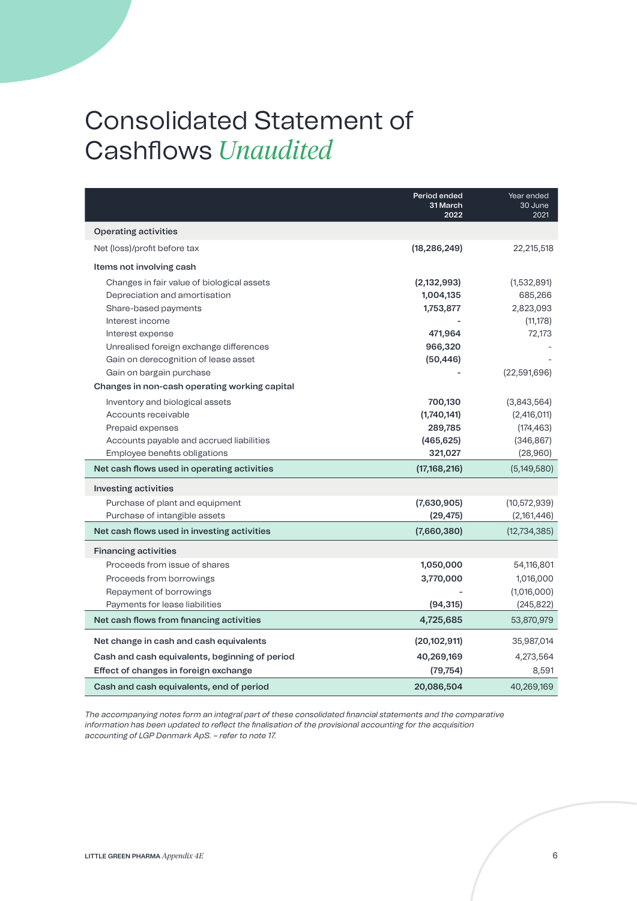# Consolidated Statement of Cashflows *Unaudited*

| | Period ended 31 March 2022 | Year ended 30 June 2021 |
|---|---|---|
| **Operating activities** | | |
| Net (loss)/profit before tax | **(18,286,249)** | 22,215,518 |
| **Items not involving cash** | | |
| Changes in fair value of biological assets | **(2,132,993)** | (1,532,891) |
| Depreciation and amortisation | **1,004,135** | 685,266 |
| Share-based payments | **1,753,877** | 2,823,093 |
| Interest income | **-** | (11,178) |
| Interest expense | **471,964** | 72,173 |
| Unrealised foreign exchange differences | **966,320** | - |
| Gain on derecognition of lease asset | **(50,446)** | - |
| Gain on bargain purchase | **-** | (22,591,696) |
| **Changes in non-cash operating working capital** | | |
| Inventory and biological assets | **700,130** | (3,843,564) |
| Accounts receivable | **(1,740,141)** | (2,416,011) |
| Prepaid expenses | **289,785** | (174,463) |
| Accounts payable and accrued liabilities | **(465,625)** | (346,867) |
| Employee benefits obligations | **321,027** | (28,960) |
| **Net cash flows used in operating activities** | **(17,168,216)** | (5,149,580) |
| **Investing activities** | | |
| Purchase of plant and equipment | **(7,630,905)** | (10,572,939) |
| Purchase of intangible assets | **(29,475)** | (2,161,446) |
| **Net cash flows used in investing activities** | **(7,660,380)** | (12,734,385) |
| **Financing activities** | | |
| Proceeds from issue of shares | **1,050,000** | 54,116,801 |
| Proceeds from borrowings | **3,770,000** | 1,016,000 |
| Repayment of borrowings | **-** | (1,016,000) |
| Payments for lease liabilities | **(94,315)** | (245,822) |
| **Net cash flows from financing activities** | **4,725,685** | 53,870,979 |
| **Net change in cash and cash equivalents** | **(20,102,911)** | 35,987,014 |
| **Cash and cash equivalents, beginning of period** | **40,269,169** | 4,273,564 |
| **Effect of changes in foreign exchange** | **(79,754)** | 8,591 |
| **Cash and cash equivalents, end of period** | **20,086,504** | 40,269,169 |

*The accompanying notes form an integral part of these consolidated financial statements and the comparative information has been updated to reflect the finalisation of the provisional accounting for the acquisition accounting of LGP Denmark ApS. – refer to note 17.*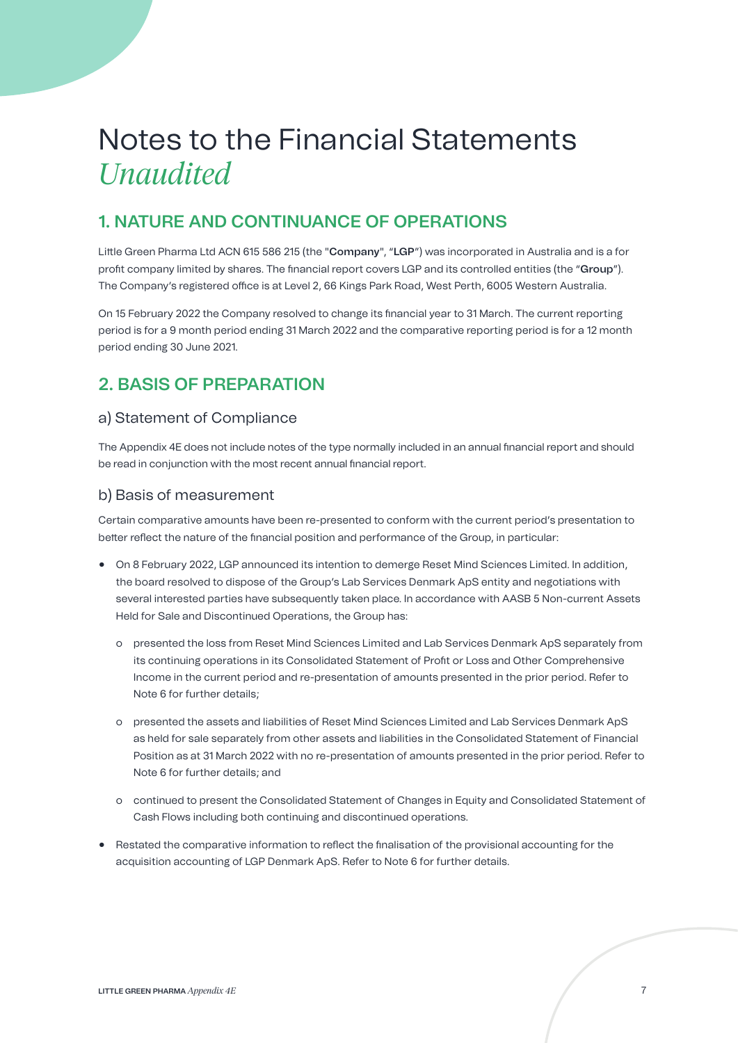# Notes to the Financial Statements *Unaudited*

## 1. NATURE AND CONTINUANCE OF OPERATIONS

Little Green Pharma Ltd ACN 615 586 215 (the "**Company**", "**LGP**") was incorporated in Australia and is a for profit company limited by shares. The financial report covers LGP and its controlled entities (the "**Group**"). The Company's registered office is at Level 2, 66 Kings Park Road, West Perth, 6005 Western Australia.

On 15 February 2022 the Company resolved to change its financial year to 31 March. The current reporting period is for a 9 month period ending 31 March 2022 and the comparative reporting period is for a 12 month period ending 30 June 2021.

## 2. BASIS OF PREPARATION

### a) Statement of Compliance

The Appendix 4E does not include notes of the type normally included in an annual financial report and should be read in conjunction with the most recent annual financial report.

### b) Basis of measurement

Certain comparative amounts have been re-presented to conform with the current period's presentation to better reflect the nature of the financial position and performance of the Group, in particular:

- On 8 February 2022, LGP announced its intention to demerge Reset Mind Sciences Limited. In addition, the board resolved to dispose of the Group's Lab Services Denmark ApS entity and negotiations with several interested parties have subsequently taken place. In accordance with AASB 5 Non-current Assets Held for Sale and Discontinued Operations, the Group has:
  - presented the loss from Reset Mind Sciences Limited and Lab Services Denmark ApS separately from its continuing operations in its Consolidated Statement of Profit or Loss and Other Comprehensive Income in the current period and re-presentation of amounts presented in the prior period. Refer to Note 6 for further details;
  - presented the assets and liabilities of Reset Mind Sciences Limited and Lab Services Denmark ApS as held for sale separately from other assets and liabilities in the Consolidated Statement of Financial Position as at 31 March 2022 with no re-presentation of amounts presented in the prior period. Refer to Note 6 for further details; and
  - continued to present the Consolidated Statement of Changes in Equity and Consolidated Statement of Cash Flows including both continuing and discontinued operations.
- Restated the comparative information to reflect the finalisation of the provisional accounting for the acquisition accounting of LGP Denmark ApS. Refer to Note 6 for further details.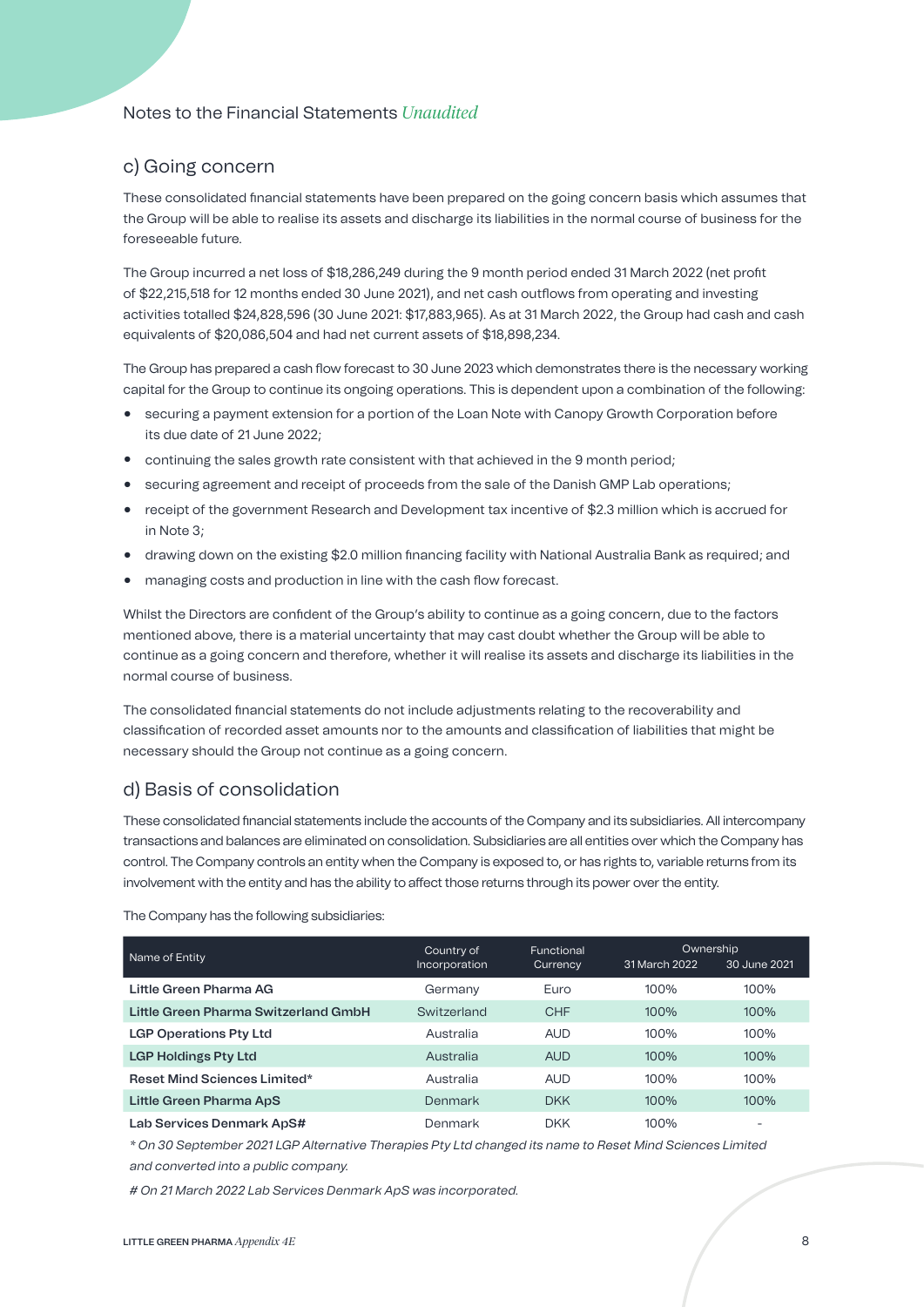## Notes to the Financial Statements *Unaudited*

### c) Going concern

These consolidated financial statements have been prepared on the going concern basis which assumes that the Group will be able to realise its assets and discharge its liabilities in the normal course of business for the foreseeable future.

The Group incurred a net loss of $18,286,249 during the 9 month period ended 31 March 2022 (net profit of $22,215,518 for 12 months ended 30 June 2021), and net cash outflows from operating and investing activities totalled $24,828,596 (30 June 2021: $17,883,965). As at 31 March 2022, the Group had cash and cash equivalents of $20,086,504 and had net current assets of $18,898,234.

The Group has prepared a cash flow forecast to 30 June 2023 which demonstrates there is the necessary working capital for the Group to continue its ongoing operations. This is dependent upon a combination of the following:

- securing a payment extension for a portion of the Loan Note with Canopy Growth Corporation before its due date of 21 June 2022;
- continuing the sales growth rate consistent with that achieved in the 9 month period;
- securing agreement and receipt of proceeds from the sale of the Danish GMP Lab operations;
- receipt of the government Research and Development tax incentive of $2.3 million which is accrued for in Note 3;
- drawing down on the existing $2.0 million financing facility with National Australia Bank as required; and
- managing costs and production in line with the cash flow forecast.

Whilst the Directors are confident of the Group's ability to continue as a going concern, due to the factors mentioned above, there is a material uncertainty that may cast doubt whether the Group will be able to continue as a going concern and therefore, whether it will realise its assets and discharge its liabilities in the normal course of business.

The consolidated financial statements do not include adjustments relating to the recoverability and classification of recorded asset amounts nor to the amounts and classification of liabilities that might be necessary should the Group not continue as a going concern.

### d) Basis of consolidation

These consolidated financial statements include the accounts of the Company and its subsidiaries. All intercompany transactions and balances are eliminated on consolidation. Subsidiaries are all entities over which the Company has control. The Company controls an entity when the Company is exposed to, or has rights to, variable returns from its involvement with the entity and has the ability to affect those returns through its power over the entity.

The Company has the following subsidiaries:

| Name of Entity | Country of Incorporation | Functional Currency | Ownership | |
|---|---|---|---|---|
| | | | 31 March 2022 | 30 June 2021 |
| **Little Green Pharma AG** | Germany | Euro | 100% | 100% |
| **Little Green Pharma Switzerland GmbH** | Switzerland | CHF | 100% | 100% |
| **LGP Operations Pty Ltd** | Australia | AUD | 100% | 100% |
| **LGP Holdings Pty Ltd** | Australia | AUD | 100% | 100% |
| **Reset Mind Sciences Limited*** | Australia | AUD | 100% | 100% |
| **Little Green Pharma ApS** | Denmark | DKK | 100% | 100% |
| **Lab Services Denmark ApS#** | Denmark | DKK | 100% | - |

*\* On 30 September 2021 LGP Alternative Therapies Pty Ltd changed its name to Reset Mind Sciences Limited and converted into a public company.*

*# On 21 March 2022 Lab Services Denmark ApS was incorporated.*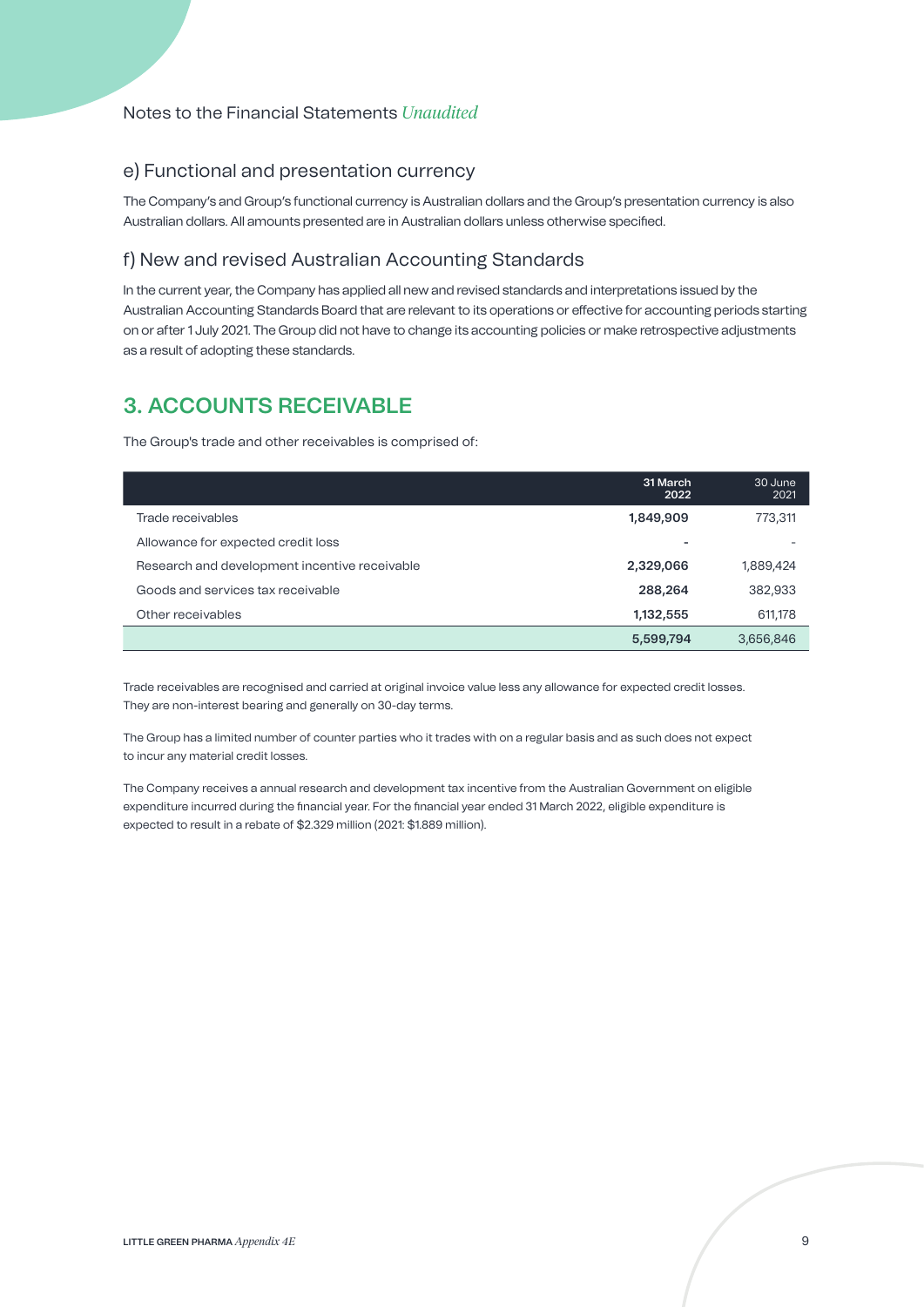Notes to the Financial Statements *Unaudited*

## e) Functional and presentation currency

The Company's and Group's functional currency is Australian dollars and the Group's presentation currency is also Australian dollars. All amounts presented are in Australian dollars unless otherwise specified.

## f) New and revised Australian Accounting Standards

In the current year, the Company has applied all new and revised standards and interpretations issued by the Australian Accounting Standards Board that are relevant to its operations or effective for accounting periods starting on or after 1 July 2021. The Group did not have to change its accounting policies or make retrospective adjustments as a result of adopting these standards.

# 3. ACCOUNTS RECEIVABLE

The Group's trade and other receivables is comprised of:

| | 31 March 2022 | 30 June 2021 |
|---|---|---|
| Trade receivables | **1,849,909** | 773,311 |
| Allowance for expected credit loss | **-** | - |
| Research and development incentive receivable | **2,329,066** | 1,889,424 |
| Goods and services tax receivable | **288,264** | 382,933 |
| Other receivables | **1,132,555** | 611,178 |
| | **5,599,794** | 3,656,846 |

Trade receivables are recognised and carried at original invoice value less any allowance for expected credit losses. They are non-interest bearing and generally on 30-day terms.

The Group has a limited number of counter parties who it trades with on a regular basis and as such does not expect to incur any material credit losses.

The Company receives a annual research and development tax incentive from the Australian Government on eligible expenditure incurred during the financial year. For the financial year ended 31 March 2022, eligible expenditure is expected to result in a rebate of $2.329 million (2021: $1.889 million).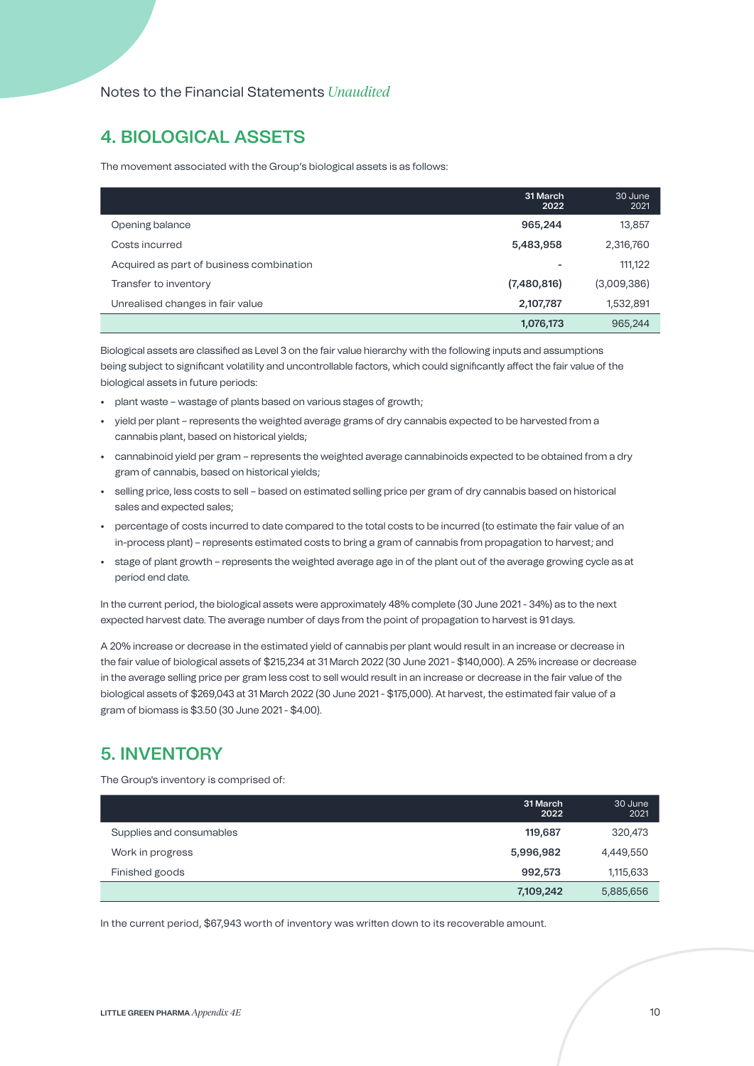Notes to the Financial Statements *Unaudited*

## 4. BIOLOGICAL ASSETS

The movement associated with the Group's biological assets is as follows:

| | 31 March 2022 | 30 June 2021 |
|---|---|---|
| Opening balance | **965,244** | 13,857 |
| Costs incurred | **5,483,958** | 2,316,760 |
| Acquired as part of business combination | **-** | 111,122 |
| Transfer to inventory | **(7,480,816)** | (3,009,386) |
| Unrealised changes in fair value | **2,107,787** | 1,532,891 |
| | **1,076,173** | 965,244 |

Biological assets are classified as Level 3 on the fair value hierarchy with the following inputs and assumptions being subject to significant volatility and uncontrollable factors, which could significantly affect the fair value of the biological assets in future periods:

- plant waste – wastage of plants based on various stages of growth;
- yield per plant – represents the weighted average grams of dry cannabis expected to be harvested from a cannabis plant, based on historical yields;
- cannabinoid yield per gram – represents the weighted average cannabinoids expected to be obtained from a dry gram of cannabis, based on historical yields;
- selling price, less costs to sell – based on estimated selling price per gram of dry cannabis based on historical sales and expected sales;
- percentage of costs incurred to date compared to the total costs to be incurred (to estimate the fair value of an in-process plant) – represents estimated costs to bring a gram of cannabis from propagation to harvest; and
- stage of plant growth – represents the weighted average age in of the plant out of the average growing cycle as at period end date.

In the current period, the biological assets were approximately 48% complete (30 June 2021 - 34%) as to the next expected harvest date. The average number of days from the point of propagation to harvest is 91 days.

A 20% increase or decrease in the estimated yield of cannabis per plant would result in an increase or decrease in the fair value of biological assets of $215,234 at 31 March 2022 (30 June 2021 - $140,000). A 25% increase or decrease in the average selling price per gram less cost to sell would result in an increase or decrease in the fair value of the biological assets of $269,043 at 31 March 2022 (30 June 2021 - $175,000). At harvest, the estimated fair value of a gram of biomass is $3.50 (30 June 2021 - $4.00).

## 5. INVENTORY

The Group's inventory is comprised of:

| | 31 March 2022 | 30 June 2021 |
|---|---|---|
| Supplies and consumables | **119,687** | 320,473 |
| Work in progress | **5,996,982** | 4,449,550 |
| Finished goods | **992,573** | 1,115,633 |
| | **7,109,242** | 5,885,656 |

In the current period, $67,943 worth of inventory was written down to its recoverable amount.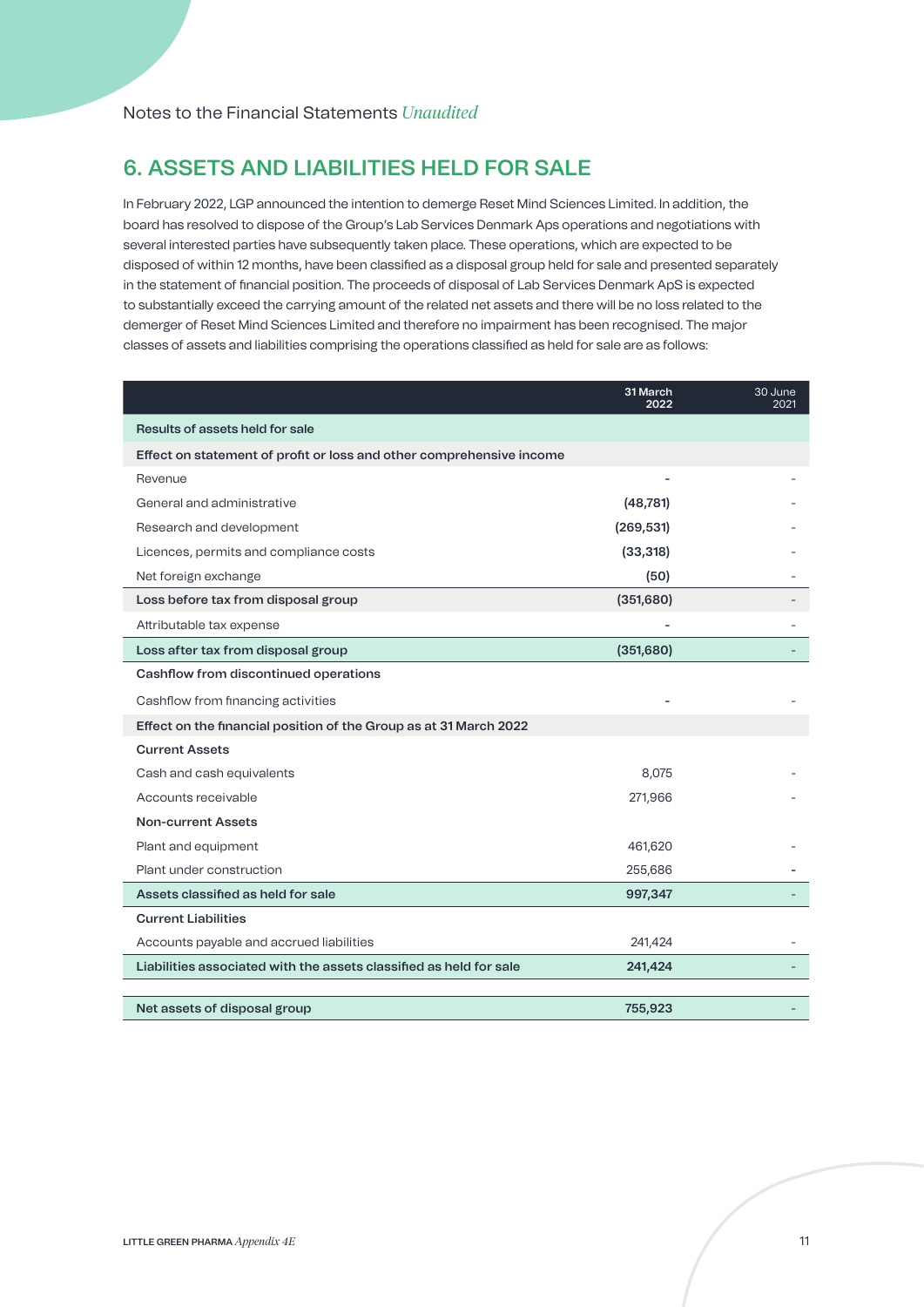Notes to the Financial Statements *Unaudited*

## 6. ASSETS AND LIABILITIES HELD FOR SALE

In February 2022, LGP announced the intention to demerge Reset Mind Sciences Limited. In addition, the board has resolved to dispose of the Group's Lab Services Denmark Aps operations and negotiations with several interested parties have subsequently taken place. These operations, which are expected to be disposed of within 12 months, have been classified as a disposal group held for sale and presented separately in the statement of financial position. The proceeds of disposal of Lab Services Denmark ApS is expected to substantially exceed the carrying amount of the related net assets and there will be no loss related to the demerger of Reset Mind Sciences Limited and therefore no impairment has been recognised. The major classes of assets and liabilities comprising the operations classified as held for sale are as follows:

| | 31 March 2022 | 30 June 2021 |
|---|---|---|
| **Results of assets held for sale** | | |
| **Effect on statement of profit or loss and other comprehensive income** | | |
| Revenue | - | - |
| General and administrative | **(48,781)** | - |
| Research and development | **(269,531)** | - |
| Licences, permits and compliance costs | **(33,318)** | - |
| Net foreign exchange | **(50)** | - |
| **Loss before tax from disposal group** | **(351,680)** | - |
| Attributable tax expense | - | - |
| **Loss after tax from disposal group** | **(351,680)** | - |
| **Cashflow from discontinued operations** | | |
| Cashflow from financing activities | - | - |
| **Effect on the financial position of the Group as at 31 March 2022** | | |
| **Current Assets** | | |
| Cash and cash equivalents | 8,075 | - |
| Accounts receivable | 271,966 | - |
| **Non-current Assets** | | |
| Plant and equipment | 461,620 | - |
| Plant under construction | 255,686 | - |
| **Assets classified as held for sale** | **997,347** | - |
| **Current Liabilities** | | |
| Accounts payable and accrued liabilities | 241,424 | - |
| **Liabilities associated with the assets classified as held for sale** | **241,424** | - |
| **Net assets of disposal group** | **755,923** | - |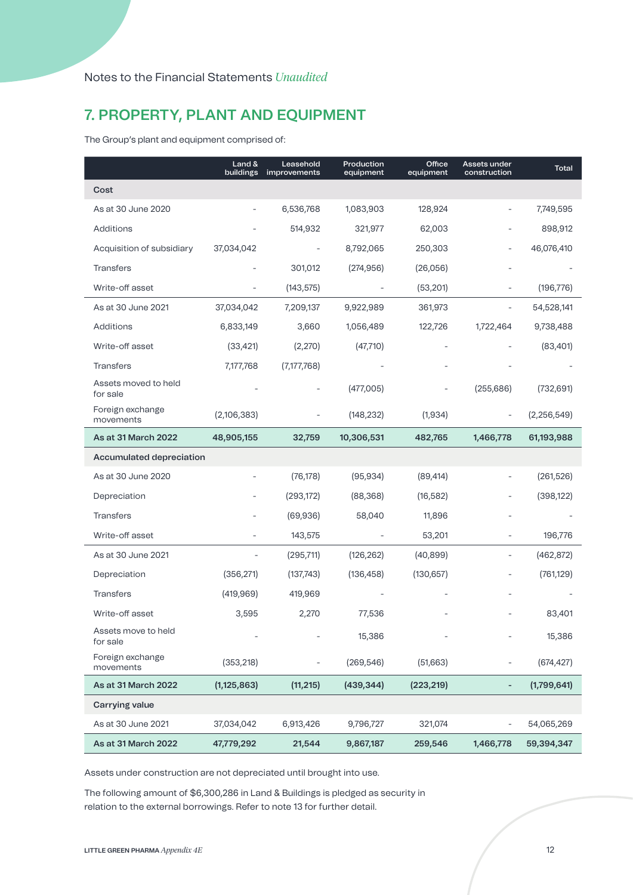Notes to the Financial Statements *Unaudited*

## 7. PROPERTY, PLANT AND EQUIPMENT

The Group's plant and equipment comprised of:

| | Land & buildings | Leasehold improvements | Production equipment | Office equipment | Assets under construction | Total |
|---|---|---|---|---|---|---|
| **Cost** | | | | | | |
| As at 30 June 2020 | - | 6,536,768 | 1,083,903 | 128,924 | - | 7,749,595 |
| Additions | - | 514,932 | 321,977 | 62,003 | - | 898,912 |
| Acquisition of subsidiary | 37,034,042 | - | 8,792,065 | 250,303 | - | 46,076,410 |
| Transfers | - | 301,012 | (274,956) | (26,056) | - | - |
| Write-off asset | - | (143,575) | - | (53,201) | - | (196,776) |
| As at 30 June 2021 | 37,034,042 | 7,209,137 | 9,922,989 | 361,973 | - | 54,528,141 |
| Additions | 6,833,149 | 3,660 | 1,056,489 | 122,726 | 1,722,464 | 9,738,488 |
| Write-off asset | (33,421) | (2,270) | (47,710) | - | - | (83,401) |
| Transfers | 7,177,768 | (7,177,768) | - | - | - | - |
| Assets moved to held for sale | - | - | (477,005) | - | (255,686) | (732,691) |
| Foreign exchange movements | (2,106,383) | - | (148,232) | (1,934) | - | (2,256,549) |
| **As at 31 March 2022** | **48,905,155** | **32,759** | **10,306,531** | **482,765** | **1,466,778** | **61,193,988** |
| **Accumulated depreciation** | | | | | | |
| As at 30 June 2020 | - | (76,178) | (95,934) | (89,414) | - | (261,526) |
| Depreciation | - | (293,172) | (88,368) | (16,582) | - | (398,122) |
| Transfers | - | (69,936) | 58,040 | 11,896 | - | - |
| Write-off asset | - | 143,575 | - | 53,201 | - | 196,776 |
| As at 30 June 2021 | - | (295,711) | (126,262) | (40,899) | - | (462,872) |
| Depreciation | (356,271) | (137,743) | (136,458) | (130,657) | - | (761,129) |
| Transfers | (419,969) | 419,969 | - | - | - | - |
| Write-off asset | 3,595 | 2,270 | 77,536 | - | - | 83,401 |
| Assets move to held for sale | - | - | 15,386 | - | - | 15,386 |
| Foreign exchange movements | (353,218) | - | (269,546) | (51,663) | - | (674,427) |
| **As at 31 March 2022** | **(1,125,863)** | **(11,215)** | **(439,344)** | **(223,219)** | **-** | **(1,799,641)** |
| **Carrying value** | | | | | | |
| As at 30 June 2021 | 37,034,042 | 6,913,426 | 9,796,727 | 321,074 | - | 54,065,269 |
| **As at 31 March 2022** | **47,779,292** | **21,544** | **9,867,187** | **259,546** | **1,466,778** | **59,394,347** |

Assets under construction are not depreciated until brought into use.

The following amount of $6,300,286 in Land & Buildings is pledged as security in relation to the external borrowings. Refer to note 13 for further detail.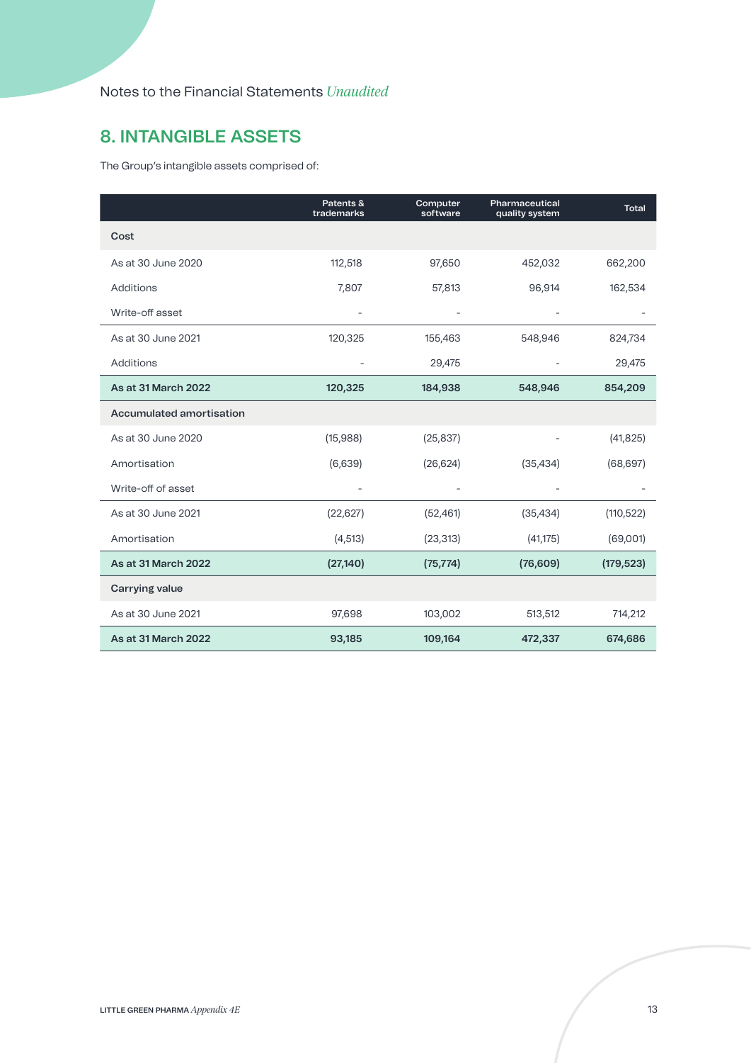Notes to the Financial Statements *Unaudited*

## 8. INTANGIBLE ASSETS

The Group's intangible assets comprised of:

| | Patents & trademarks | Computer software | Pharmaceutical quality system | Total |
|---|---|---|---|---|
| **Cost** | | | | |
| As at 30 June 2020 | 112,518 | 97,650 | 452,032 | 662,200 |
| Additions | 7,807 | 57,813 | 96,914 | 162,534 |
| Write-off asset | - | - | - | - |
| As at 30 June 2021 | 120,325 | 155,463 | 548,946 | 824,734 |
| Additions | - | 29,475 | - | 29,475 |
| **As at 31 March 2022** | **120,325** | **184,938** | **548,946** | **854,209** |
| **Accumulated amortisation** | | | | |
| As at 30 June 2020 | (15,988) | (25,837) | - | (41,825) |
| Amortisation | (6,639) | (26,624) | (35,434) | (68,697) |
| Write-off of asset | - | - | - | - |
| As at 30 June 2021 | (22,627) | (52,461) | (35,434) | (110,522) |
| Amortisation | (4,513) | (23,313) | (41,175) | (69,001) |
| **As at 31 March 2022** | **(27,140)** | **(75,774)** | **(76,609)** | **(179,523)** |
| **Carrying value** | | | | |
| As at 30 June 2021 | 97,698 | 103,002 | 513,512 | 714,212 |
| **As at 31 March 2022** | **93,185** | **109,164** | **472,337** | **674,686** |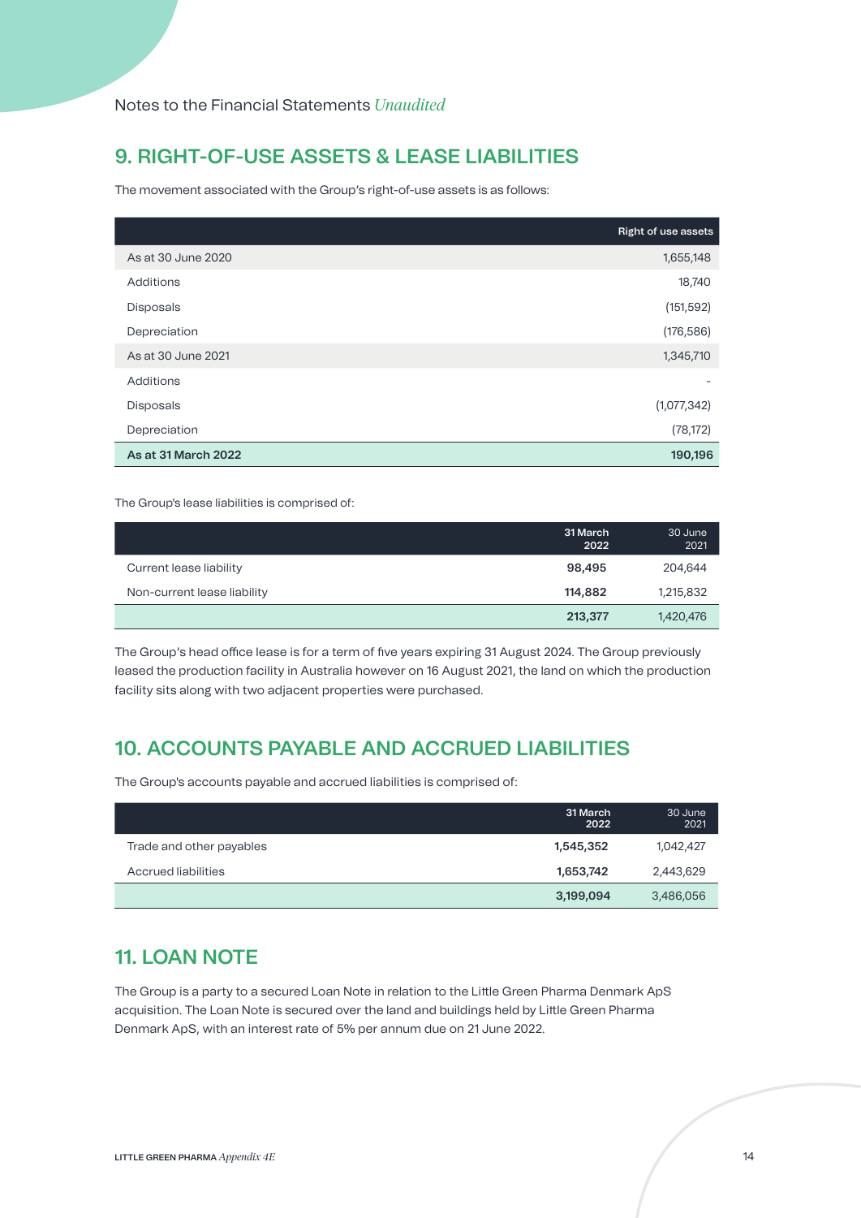Notes to the Financial Statements *Unaudited*

## 9. RIGHT-OF-USE ASSETS & LEASE LIABILITIES

The movement associated with the Group's right-of-use assets is as follows:

| | Right of use assets |
|---|---|
| As at 30 June 2020 | 1,655,148 |
| Additions | 18,740 |
| Disposals | (151,592) |
| Depreciation | (176,586) |
| As at 30 June 2021 | 1,345,710 |
| Additions | - |
| Disposals | (1,077,342) |
| Depreciation | (78,172) |
| **As at 31 March 2022** | **190,196** |

The Group's lease liabilities is comprised of:

| | 31 March 2022 | 30 June 2021 |
|---|---|---|
| Current lease liability | **98,495** | 204,644 |
| Non-current lease liability | **114,882** | 1,215,832 |
| | **213,377** | 1,420,476 |

The Group's head office lease is for a term of five years expiring 31 August 2024. The Group previously leased the production facility in Australia however on 16 August 2021, the land on which the production facility sits along with two adjacent properties were purchased.

## 10. ACCOUNTS PAYABLE AND ACCRUED LIABILITIES

The Group's accounts payable and accrued liabilities is comprised of:

| | 31 March 2022 | 30 June 2021 |
|---|---|---|
| Trade and other payables | **1,545,352** | 1,042,427 |
| Accrued liabilities | **1,653,742** | 2,443,629 |
| | **3,199,094** | 3,486,056 |

## 11. LOAN NOTE

The Group is a party to a secured Loan Note in relation to the Little Green Pharma Denmark ApS acquisition. The Loan Note is secured over the land and buildings held by Little Green Pharma Denmark ApS, with an interest rate of 5% per annum due on 21 June 2022.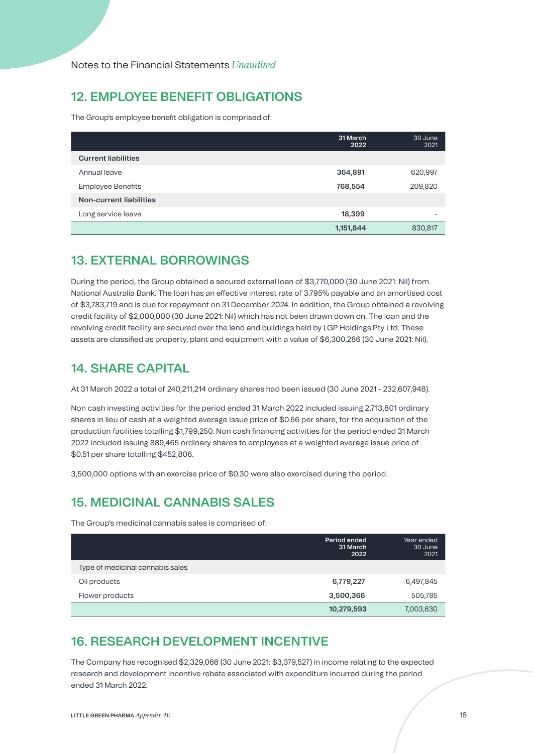Notes to the Financial Statements *Unaudited*

## 12. EMPLOYEE BENEFIT OBLIGATIONS

The Group's employee benefit obligation is comprised of:

| | 31 March 2022 | 30 June 2021 |
|---|---|---|
| **Current liabilities** | | |
| Annual leave | **364,891** | 620,997 |
| Employee Benefits | **768,554** | 209,820 |
| **Non-current liabilities** | | |
| Long service leave | **18,399** | - |
| | **1,151,844** | 830,817 |

## 13. EXTERNAL BORROWINGS

During the period, the Group obtained a secured external loan of $3,770,000 (30 June 2021: Nil) from National Australia Bank. The loan has an effective interest rate of 3.795% payable and an amortised cost of $3,783,719 and is due for repayment on 31 December 2024. In addition, the Group obtained a revolving credit facility of $2,000,000 (30 June 2021: Nil) which has not been drawn down on. The loan and the revolving credit facility are secured over the land and buildings held by LGP Holdings Pty Ltd. These assets are classified as property, plant and equipment with a value of $6,300,286 (30 June 2021: Nil).

## 14. SHARE CAPITAL

At 31 March 2022 a total of 240,211,214 ordinary shares had been issued (30 June 2021 - 232,607,948).

Non cash investing activities for the period ended 31 March 2022 included issuing 2,713,801 ordinary shares in lieu of cash at a weighted average issue price of $0.66 per share, for the acquisition of the production facilities totalling $1,799,250. Non cash financing activities for the period ended 31 March 2022 included issuing 889,465 ordinary shares to employees at a weighted average issue price of $0.51 per share totalling $452,806.

3,500,000 options with an exercise price of $0.30 were also exercised during the period.

## 15. MEDICINAL CANNABIS SALES

The Group's medicinal cannabis sales is comprised of:

| | Period ended 31 March 2022 | Year ended 30 June 2021 |
|---|---|---|
| Type of medicinal cannabis sales | | |
| Oil products | **6,779,227** | 6,497,845 |
| Flower products | **3,500,366** | 505,785 |
| | **10,279,593** | 7,003,630 |

## 16. RESEARCH DEVELOPMENT INCENTIVE

The Company has recognised $2,329,066 (30 June 2021: $3,379,527) in income relating to the expected research and development incentive rebate associated with expenditure incurred during the period ended 31 March 2022.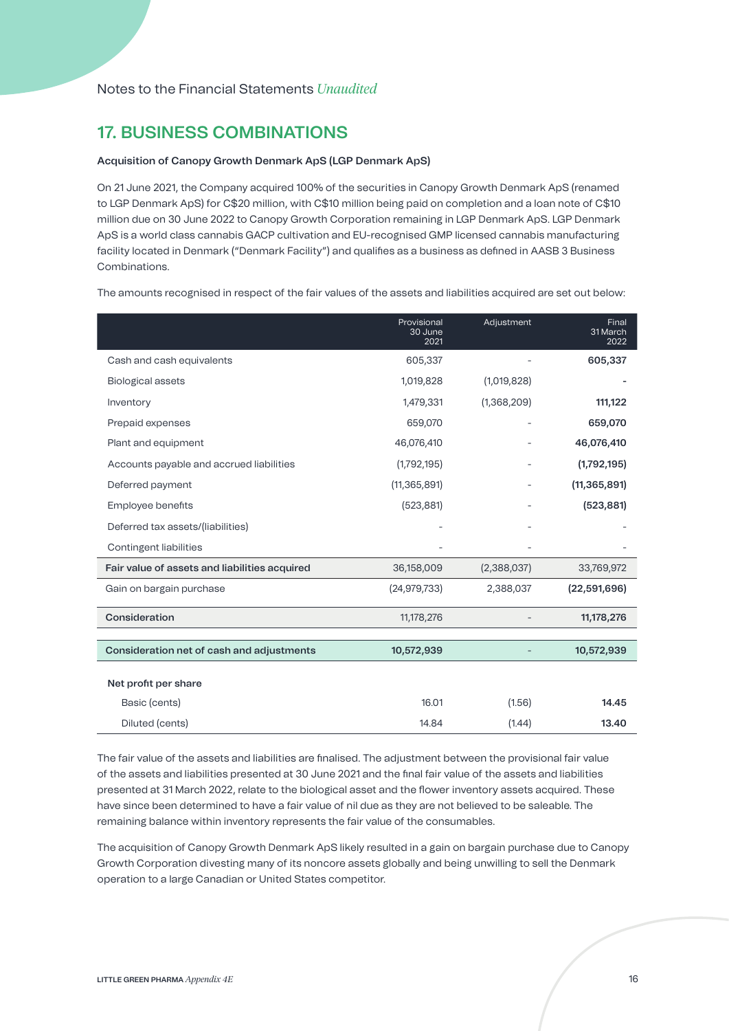Notes to the Financial Statements *Unaudited*

## 17. BUSINESS COMBINATIONS

**Acquisition of Canopy Growth Denmark ApS (LGP Denmark ApS)**

On 21 June 2021, the Company acquired 100% of the securities in Canopy Growth Denmark ApS (renamed to LGP Denmark ApS) for C$20 million, with C$10 million being paid on completion and a loan note of C$10 million due on 30 June 2022 to Canopy Growth Corporation remaining in LGP Denmark ApS. LGP Denmark ApS is a world class cannabis GACP cultivation and EU-recognised GMP licensed cannabis manufacturing facility located in Denmark ("Denmark Facility") and qualifies as a business as defined in AASB 3 Business Combinations.

The amounts recognised in respect of the fair values of the assets and liabilities acquired are set out below:

| | Provisional 30 June 2021 | Adjustment | Final 31 March 2022 |
|---|---|---|---|
| Cash and cash equivalents | 605,337 | - | **605,337** |
| Biological assets | 1,019,828 | (1,019,828) | **-** |
| Inventory | 1,479,331 | (1,368,209) | **111,122** |
| Prepaid expenses | 659,070 | - | **659,070** |
| Plant and equipment | 46,076,410 | - | **46,076,410** |
| Accounts payable and accrued liabilities | (1,792,195) | - | **(1,792,195)** |
| Deferred payment | (11,365,891) | - | **(11,365,891)** |
| Employee benefits | (523,881) | - | **(523,881)** |
| Deferred tax assets/(liabilities) | - | - | - |
| Contingent liabilities | - | - | - |
| **Fair value of assets and liabilities acquired** | 36,158,009 | (2,388,037) | 33,769,972 |
| Gain on bargain purchase | (24,979,733) | 2,388,037 | **(22,591,696)** |
| **Consideration** | 11,178,276 | - | **11,178,276** |
| **Consideration net of cash and adjustments** | **10,572,939** | - | **10,572,939** |
| **Net profit per share** | | | |
| Basic (cents) | 16.01 | (1.56) | **14.45** |
| Diluted (cents) | 14.84 | (1.44) | **13.40** |

The fair value of the assets and liabilities are finalised. The adjustment between the provisional fair value of the assets and liabilities presented at 30 June 2021 and the final fair value of the assets and liabilities presented at 31 March 2022, relate to the biological asset and the flower inventory assets acquired. These have since been determined to have a fair value of nil due as they are not believed to be saleable. The remaining balance within inventory represents the fair value of the consumables.

The acquisition of Canopy Growth Denmark ApS likely resulted in a gain on bargain purchase due to Canopy Growth Corporation divesting many of its noncore assets globally and being unwilling to sell the Denmark operation to a large Canadian or United States competitor.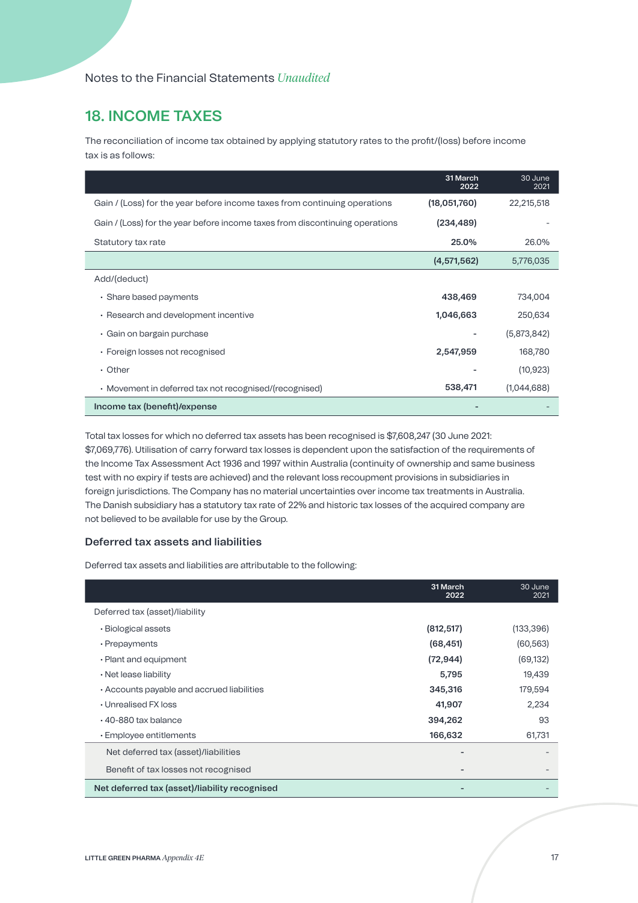Notes to the Financial Statements *Unaudited*

## 18. INCOME TAXES

The reconciliation of income tax obtained by applying statutory rates to the profit/(loss) before income tax is as follows:

| | 31 March 2022 | 30 June 2021 |
|---|---|---|
| Gain / (Loss) for the year before income taxes from continuing operations | **(18,051,760)** | 22,215,518 |
| Gain / (Loss) for the year before income taxes from discontinuing operations | **(234,489)** | - |
| Statutory tax rate | **25.0%** | 26.0% |
| | **(4,571,562)** | 5,776,035 |
| Add/(deduct) | | |
| • Share based payments | **438,469** | 734,004 |
| • Research and development incentive | **1,046,663** | 250,634 |
| • Gain on bargain purchase | **-** | (5,873,842) |
| • Foreign losses not recognised | **2,547,959** | 168,780 |
| • Other | **-** | (10,923) |
| • Movement in deferred tax not recognised/(recognised) | **538,471** | (1,044,688) |
| **Income tax (benefit)/expense** | **-** | - |

Total tax losses for which no deferred tax assets has been recognised is $7,608,247 (30 June 2021: $7,069,776). Utilisation of carry forward tax losses is dependent upon the satisfaction of the requirements of the Income Tax Assessment Act 1936 and 1997 within Australia (continuity of ownership and same business test with no expiry if tests are achieved) and the relevant loss recoupment provisions in subsidiaries in foreign jurisdictions. The Company has no material uncertainties over income tax treatments in Australia. The Danish subsidiary has a statutory tax rate of 22% and historic tax losses of the acquired company are not believed to be available for use by the Group.

### Deferred tax assets and liabilities

Deferred tax assets and liabilities are attributable to the following:

| | 31 March 2022 | 30 June 2021 |
|---|---|---|
| Deferred tax (asset)/liability | | |
| • Biological assets | **(812,517)** | (133,396) |
| • Prepayments | **(68,451)** | (60,563) |
| • Plant and equipment | **(72,944)** | (69,132) |
| • Net lease liability | **5,795** | 19,439 |
| • Accounts payable and accrued liabilities | **345,316** | 179,594 |
| • Unrealised FX loss | **41,907** | 2,234 |
| • 40-880 tax balance | **394,262** | 93 |
| • Employee entitlements | **166,632** | 61,731 |
| Net deferred tax (asset)/liabilities | **-** | - |
| Benefit of tax losses not recognised | **-** | - |
| **Net deferred tax (asset)/liability recognised** | **-** | - |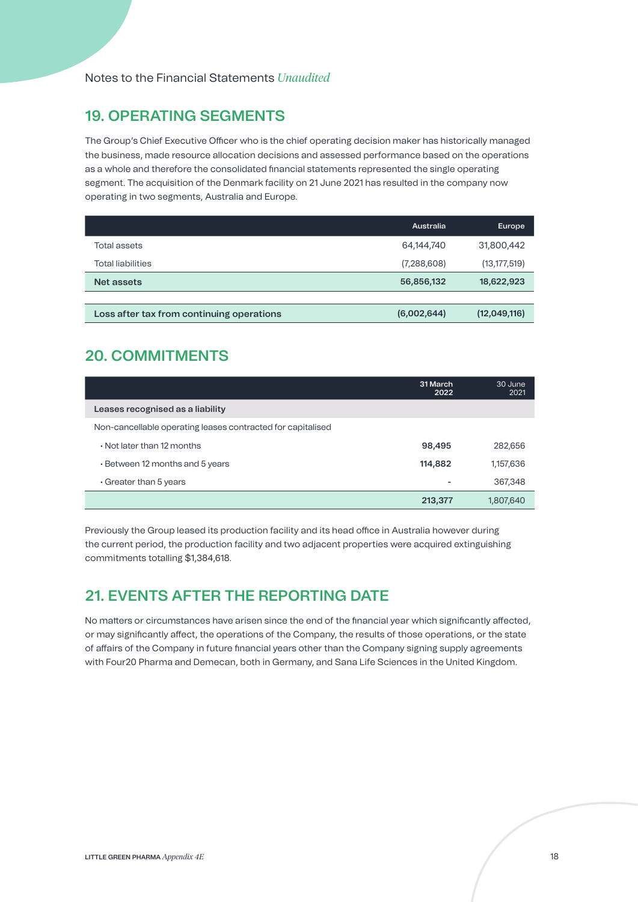Notes to the Financial Statements *Unaudited*

## 19. OPERATING SEGMENTS

The Group's Chief Executive Officer who is the chief operating decision maker has historically managed the business, made resource allocation decisions and assessed performance based on the operations as a whole and therefore the consolidated financial statements represented the single operating segment. The acquisition of the Denmark facility on 21 June 2021 has resulted in the company now operating in two segments, Australia and Europe.

| | Australia | Europe |
|---|---|---|
| Total assets | 64,144,740 | 31,800,442 |
| Total liabilities | (7,288,608) | (13,177,519) |
| **Net assets** | **56,856,132** | **18,622,923** |
| | | |
| **Loss after tax from continuing operations** | **(6,002,644)** | **(12,049,116)** |

## 20. COMMITMENTS

| | 31 March 2022 | 30 June 2021 |
|---|---|---|
| **Leases recognised as a liability** | | |
| Non-cancellable operating leases contracted for capitalised | | |
| • Not later than 12 months | **98,495** | 282,656 |
| • Between 12 months and 5 years | **114,882** | 1,157,636 |
| • Greater than 5 years | **-** | 367,348 |
| | **213,377** | 1,807,640 |

Previously the Group leased its production facility and its head office in Australia however during the current period, the production facility and two adjacent properties were acquired extinguishing commitments totalling $1,384,618.

## 21. EVENTS AFTER THE REPORTING DATE

No matters or circumstances have arisen since the end of the financial year which significantly affected, or may significantly affect, the operations of the Company, the results of those operations, or the state of affairs of the Company in future financial years other than the Company signing supply agreements with Four20 Pharma and Demecan, both in Germany, and Sana Life Sciences in the United Kingdom.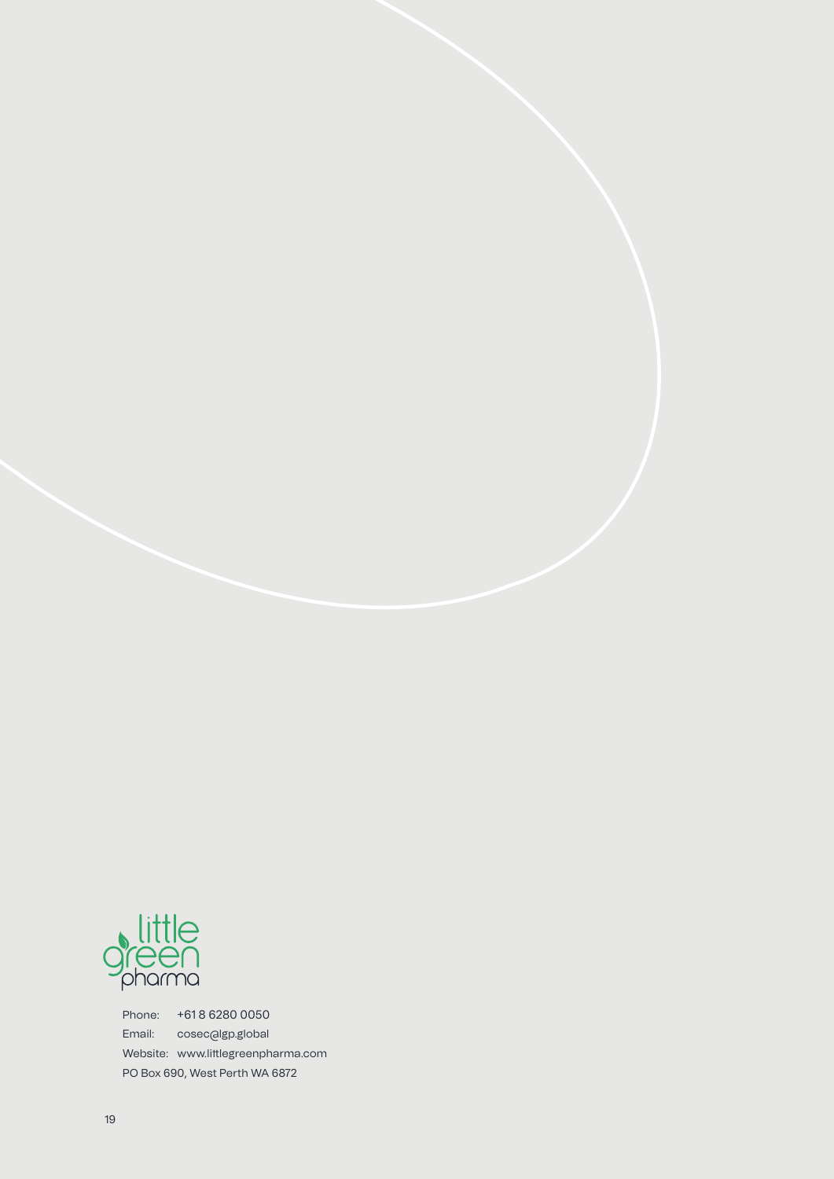little green pharma

Phone: +61 8 6280 0050
Email: cosec@lgp.global
Website: www.littlegreenpharma.com
PO Box 690, West Perth WA 6872